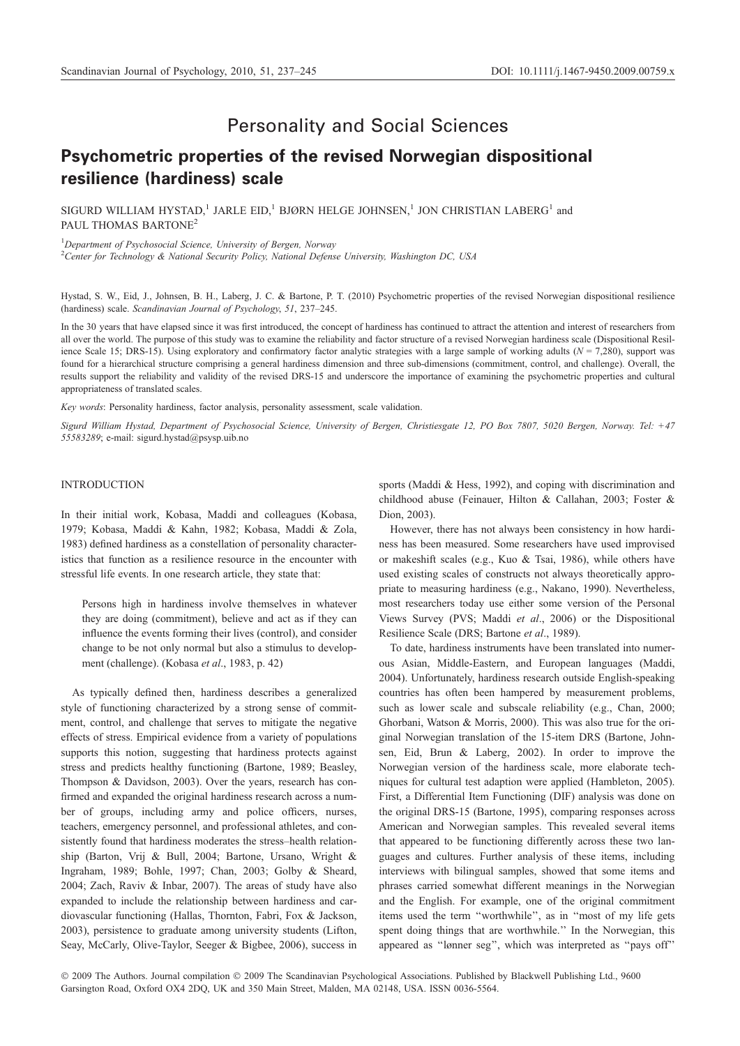# Personality and Social Sciences

## Psychometric properties of the revised Norwegian dispositional resilience (hardiness) scale

SIGURD WILLIAM HYSTAD,[1] JARLE EID,[1] BJØRN HELGE JOHNSEN,[1] JON CHRISTIAN LABERG[1] and PAUL THOMAS BARTONE[2]

[1]*Department of Psychosocial Science, University of Bergen, Norway*
[2]*Center for Technology & National Security Policy, National Defense University, Washington DC, USA*

Hystad, S. W., Eid, J., Johnsen, B. H., Laberg, J. C. & Bartone, P. T. (2010) Psychometric properties of the revised Norwegian dispositional resilience (hardiness) scale. *Scandinavian Journal of Psychology*, *51*, 237–245.

In the 30 years that have elapsed since it was first introduced, the concept of hardiness has continued to attract the attention and interest of researchers from all over the world. The purpose of this study was to examine the reliability and factor structure of a revised Norwegian hardiness scale (Dispositional Resilience Scale 15; DRS-15). Using exploratory and confirmatory factor analytic strategies with a large sample of working adults ($N = 7,280$), support was found for a hierarchical structure comprising a general hardiness dimension and three sub-dimensions (commitment, control, and challenge). Overall, the results support the reliability and validity of the revised DRS-15 and underscore the importance of examining the psychometric properties and cultural appropriateness of translated scales.

*Key words*: Personality hardiness, factor analysis, personality assessment, scale validation.

*Sigurd William Hystad, Department of Psychosocial Science, University of Bergen, Christiesgate 12, PO Box 7807, 5020 Bergen, Norway. Tel: +47 55583289*; e-mail: sigurd.hystad@psysp.uib.no

## INTRODUCTION

In their initial work, Kobasa, Maddi and colleagues (Kobasa, 1979; Kobasa, Maddi & Kahn, 1982; Kobasa, Maddi & Zola, 1983) defined hardiness as a constellation of personality characteristics that function as a resilience resource in the encounter with stressful life events. In one research article, they state that:

> Persons high in hardiness involve themselves in whatever they are doing (commitment), believe and act as if they can influence the events forming their lives (control), and consider change to be not only normal but also a stimulus to development (challenge). (Kobasa *et al*., 1983, p. 42)

As typically defined then, hardiness describes a generalized style of functioning characterized by a strong sense of commitment, control, and challenge that serves to mitigate the negative effects of stress. Empirical evidence from a variety of populations supports this notion, suggesting that hardiness protects against stress and predicts healthy functioning (Bartone, 1989; Beasley, Thompson & Davidson, 2003). Over the years, research has confirmed and expanded the original hardiness research across a number of groups, including army and police officers, nurses, teachers, emergency personnel, and professional athletes, and consistently found that hardiness moderates the stress–health relationship (Barton, Vrij & Bull, 2004; Bartone, Ursano, Wright & Ingraham, 1989; Bohle, 1997; Chan, 2003; Golby & Sheard, 2004; Zach, Raviv & Inbar, 2007). The areas of study have also expanded to include the relationship between hardiness and cardiovascular functioning (Hallas, Thornton, Fabri, Fox & Jackson, 2003), persistence to graduate among university students (Lifton, Seay, McCarly, Olive-Taylor, Seeger & Bigbee, 2006), success in sports (Maddi & Hess, 1992), and coping with discrimination and childhood abuse (Feinauer, Hilton & Callahan, 2003; Foster & Dion, 2003).

However, there has not always been consistency in how hardiness has been measured. Some researchers have used improvised or makeshift scales (e.g., Kuo & Tsai, 1986), while others have used existing scales of constructs not always theoretically appropriate to measuring hardiness (e.g., Nakano, 1990). Nevertheless, most researchers today use either some version of the Personal Views Survey (PVS; Maddi *et al*., 2006) or the Dispositional Resilience Scale (DRS; Bartone *et al*., 1989).

To date, hardiness instruments have been translated into numerous Asian, Middle-Eastern, and European languages (Maddi, 2004). Unfortunately, hardiness research outside English-speaking countries has often been hampered by measurement problems, such as lower scale and subscale reliability (e.g., Chan, 2000; Ghorbani, Watson & Morris, 2000). This was also true for the original Norwegian translation of the 15-item DRS (Bartone, Johnsen, Eid, Brun & Laberg, 2002). In order to improve the Norwegian version of the hardiness scale, more elaborate techniques for cultural test adaption were applied (Hambleton, 2005). First, a Differential Item Functioning (DIF) analysis was done on the original DRS-15 (Bartone, 1995), comparing responses across American and Norwegian samples. This revealed several items that appeared to be functioning differently across these two languages and cultures. Further analysis of these items, including interviews with bilingual samples, showed that some items and phrases carried somewhat different meanings in the Norwegian and the English. For example, one of the original commitment items used the term "worthwhile", as in "most of my life gets spent doing things that are worthwhile." In the Norwegian, this appeared as "lønner seg", which was interpreted as "pays off"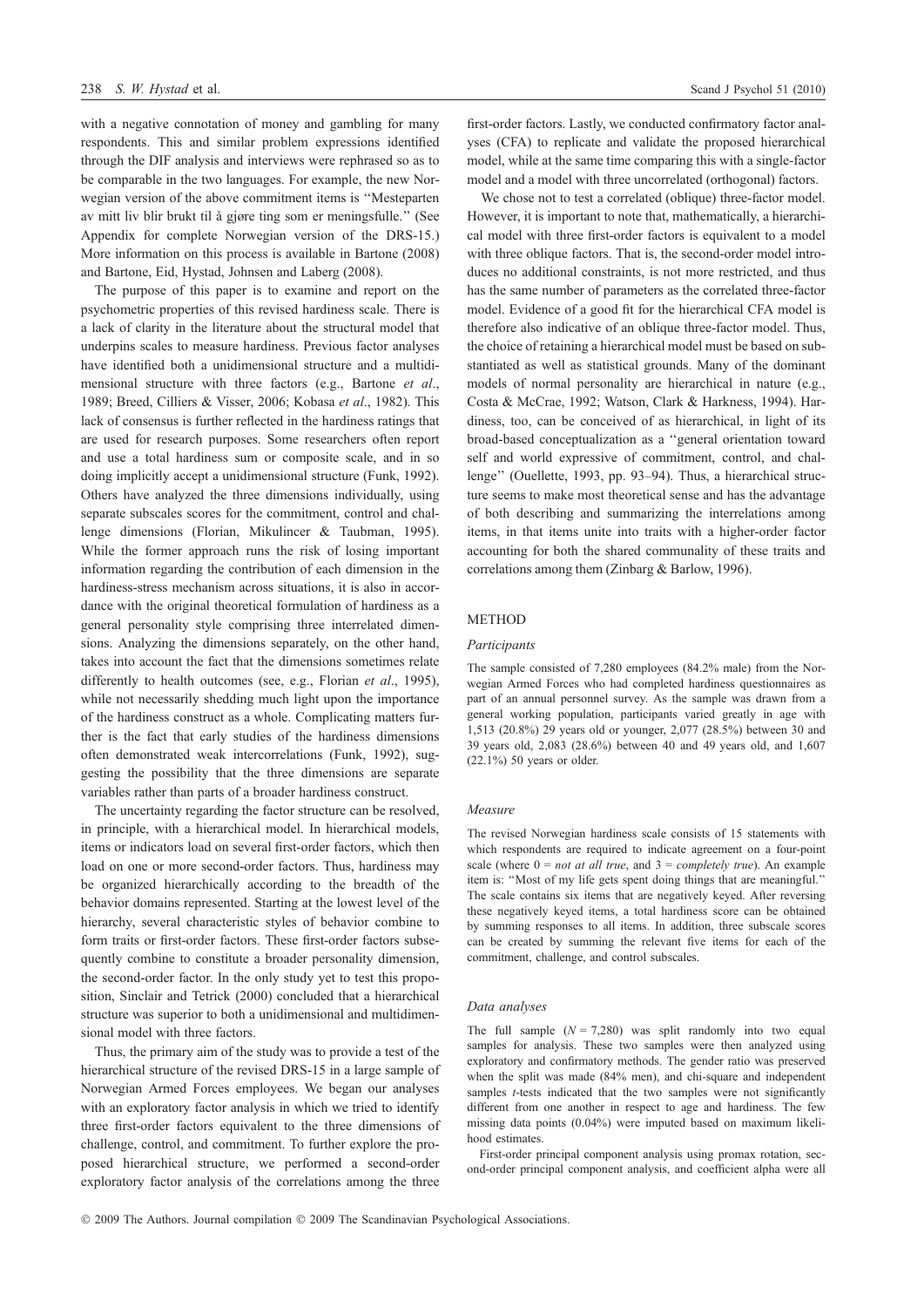with a negative connotation of money and gambling for many respondents. This and similar problem expressions identified through the DIF analysis and interviews were rephrased so as to be comparable in the two languages. For example, the new Norwegian version of the above commitment items is "Mesteparten av mitt liv blir brukt til å gjøre ting som er meningsfulle." (See Appendix for complete Norwegian version of the DRS-15.) More information on this process is available in Bartone (2008) and Bartone, Eid, Hystad, Johnsen and Laberg (2008).

The purpose of this paper is to examine and report on the psychometric properties of this revised hardiness scale. There is a lack of clarity in the literature about the structural model that underpins scales to measure hardiness. Previous factor analyses have identified both a unidimensional structure and a multidimensional structure with three factors (e.g., Bartone *et al*., 1989; Breed, Cilliers & Visser, 2006; Kobasa *et al*., 1982). This lack of consensus is further reflected in the hardiness ratings that are used for research purposes. Some researchers often report and use a total hardiness sum or composite scale, and in so doing implicitly accept a unidimensional structure (Funk, 1992). Others have analyzed the three dimensions individually, using separate subscales scores for the commitment, control and challenge dimensions (Florian, Mikulincer & Taubman, 1995). While the former approach runs the risk of losing important information regarding the contribution of each dimension in the hardiness-stress mechanism across situations, it is also in accordance with the original theoretical formulation of hardiness as a general personality style comprising three interrelated dimensions. Analyzing the dimensions separately, on the other hand, takes into account the fact that the dimensions sometimes relate differently to health outcomes (see, e.g., Florian *et al*., 1995), while not necessarily shedding much light upon the importance of the hardiness construct as a whole. Complicating matters further is the fact that early studies of the hardiness dimensions often demonstrated weak intercorrelations (Funk, 1992), suggesting the possibility that the three dimensions are separate variables rather than parts of a broader hardiness construct.

The uncertainty regarding the factor structure can be resolved, in principle, with a hierarchical model. In hierarchical models, items or indicators load on several first-order factors, which then load on one or more second-order factors. Thus, hardiness may be organized hierarchically according to the breadth of the behavior domains represented. Starting at the lowest level of the hierarchy, several characteristic styles of behavior combine to form traits or first-order factors. These first-order factors subsequently combine to constitute a broader personality dimension, the second-order factor. In the only study yet to test this proposition, Sinclair and Tetrick (2000) concluded that a hierarchical structure was superior to both a unidimensional and multidimensional model with three factors.

Thus, the primary aim of the study was to provide a test of the hierarchical structure of the revised DRS-15 in a large sample of Norwegian Armed Forces employees. We began our analyses with an exploratory factor analysis in which we tried to identify three first-order factors equivalent to the three dimensions of challenge, control, and commitment. To further explore the proposed hierarchical structure, we performed a second-order exploratory factor analysis of the correlations among the three first-order factors. Lastly, we conducted confirmatory factor analyses (CFA) to replicate and validate the proposed hierarchical model, while at the same time comparing this with a single-factor model and a model with three uncorrelated (orthogonal) factors.

We chose not to test a correlated (oblique) three-factor model. However, it is important to note that, mathematically, a hierarchical model with three first-order factors is equivalent to a model with three oblique factors. That is, the second-order model introduces no additional constraints, is not more restricted, and thus has the same number of parameters as the correlated three-factor model. Evidence of a good fit for the hierarchical CFA model is therefore also indicative of an oblique three-factor model. Thus, the choice of retaining a hierarchical model must be based on substantiated as well as statistical grounds. Many of the dominant models of normal personality are hierarchical in nature (e.g., Costa & McCrae, 1992; Watson, Clark & Harkness, 1994). Hardiness, too, can be conceived of as hierarchical, in light of its broad-based conceptualization as a "general orientation toward self and world expressive of commitment, control, and challenge" (Ouellette, 1993, pp. 93–94). Thus, a hierarchical structure seems to make most theoretical sense and has the advantage of both describing and summarizing the interrelations among items, in that items unite into traits with a higher-order factor accounting for both the shared communality of these traits and correlations among them (Zinbarg & Barlow, 1996).

## METHOD

### *Participants*

The sample consisted of 7,280 employees (84.2% male) from the Norwegian Armed Forces who had completed hardiness questionnaires as part of an annual personnel survey. As the sample was drawn from a general working population, participants varied greatly in age with 1,513 (20.8%) 29 years old or younger, 2,077 (28.5%) between 30 and 39 years old, 2,083 (28.6%) between 40 and 49 years old, and 1,607 (22.1%) 50 years or older.

### *Measure*

The revised Norwegian hardiness scale consists of 15 statements with which respondents are required to indicate agreement on a four-point scale (where 0 = *not at all true*, and 3 = *completely true*). An example item is: "Most of my life gets spent doing things that are meaningful." The scale contains six items that are negatively keyed. After reversing these negatively keyed items, a total hardiness score can be obtained by summing responses to all items. In addition, three subscale scores can be created by summing the relevant five items for each of the commitment, challenge, and control subscales.

### *Data analyses*

The full sample ($N = 7,280$) was split randomly into two equal samples for analysis. These two samples were then analyzed using exploratory and confirmatory methods. The gender ratio was preserved when the split was made (84% men), and chi-square and independent samples *t*-tests indicated that the two samples were not significantly different from one another in respect to age and hardiness. The few missing data points (0.04%) were imputed based on maximum likelihood estimates.

First-order principal component analysis using promax rotation, second-order principal component analysis, and coefficient alpha were all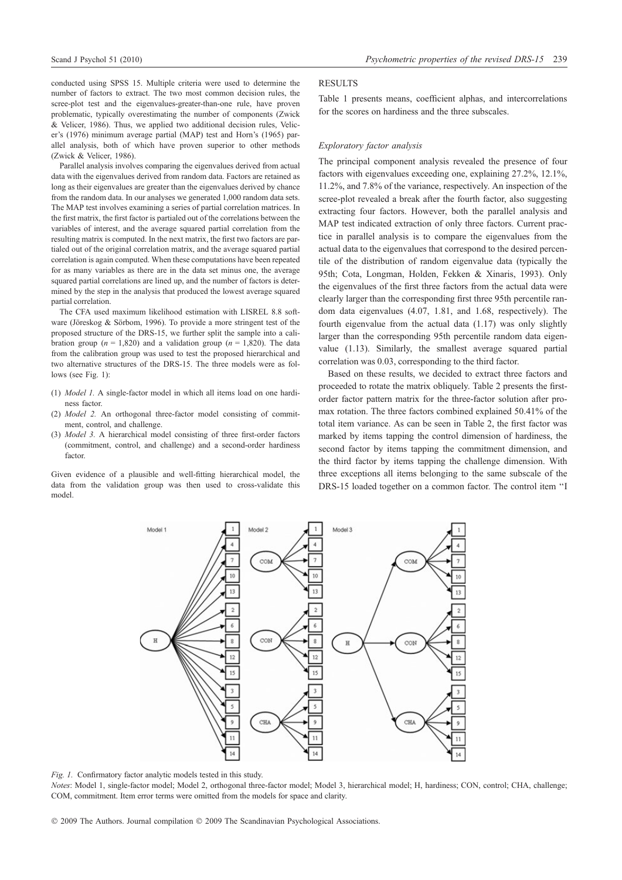conducted using SPSS 15. Multiple criteria were used to determine the number of factors to extract. The two most common decision rules, the scree-plot test and the eigenvalues-greater-than-one rule, have proven problematic, typically overestimating the number of components (Zwick & Velicer, 1986). Thus, we applied two additional decision rules, Velicer's (1976) minimum average partial (MAP) test and Horn's (1965) parallel analysis, both of which have proven superior to other methods (Zwick & Velicer, 1986).

Parallel analysis involves comparing the eigenvalues derived from actual data with the eigenvalues derived from random data. Factors are retained as long as their eigenvalues are greater than the eigenvalues derived by chance from the random data. In our analyses we generated 1,000 random data sets. The MAP test involves examining a series of partial correlation matrices. In the first matrix, the first factor is partialed out of the correlations between the variables of interest, and the average squared partial correlation from the resulting matrix is computed. In the next matrix, the first two factors are partialed out of the original correlation matrix, and the average squared partial correlation is again computed. When these computations have been repeated for as many variables as there are in the data set minus one, the average squared partial correlations are lined up, and the number of factors is determined by the step in the analysis that produced the lowest average squared partial correlation.

The CFA used maximum likelihood estimation with LISREL 8.8 software (Jöreskog & Sörbom, 1996). To provide a more stringent test of the proposed structure of the DRS-15, we further split the sample into a calibration group ($n$ = 1,820) and a validation group ($n$ = 1,820). The data from the calibration group was used to test the proposed hierarchical and two alternative structures of the DRS-15. The three models were as follows (see Fig. 1):

(1) *Model 1.* A single-factor model in which all items load on one hardiness factor.
(2) *Model 2.* An orthogonal three-factor model consisting of commitment, control, and challenge.
(3) *Model 3.* A hierarchical model consisting of three first-order factors (commitment, control, and challenge) and a second-order hardiness factor.

Given evidence of a plausible and well-fitting hierarchical model, the data from the validation group was then used to cross-validate this model.

## RESULTS

Table 1 presents means, coefficient alphas, and intercorrelations for the scores on hardiness and the three subscales.

### *Exploratory factor analysis*

The principal component analysis revealed the presence of four factors with eigenvalues exceeding one, explaining 27.2%, 12.1%, 11.2%, and 7.8% of the variance, respectively. An inspection of the scree-plot revealed a break after the fourth factor, also suggesting extracting four factors. However, both the parallel analysis and MAP test indicated extraction of only three factors. Current practice in parallel analysis is to compare the eigenvalues from the actual data to the eigenvalues that correspond to the desired percentile of the distribution of random eigenvalue data (typically the 95th; Cota, Longman, Holden, Fekken & Xinaris, 1993). Only the eigenvalues of the first three factors from the actual data were clearly larger than the corresponding first three 95th percentile random data eigenvalues (4.07, 1.81, and 1.68, respectively). The fourth eigenvalue from the actual data (1.17) was only slightly larger than the corresponding 95th percentile random data eigenvalue (1.13). Similarly, the smallest average squared partial correlation was 0.03, corresponding to the third factor.

Based on these results, we decided to extract three factors and proceeded to rotate the matrix obliquely. Table 2 presents the first-order factor pattern matrix for the three-factor solution after promax rotation. The three factors combined explained 50.41% of the total item variance. As can be seen in Table 2, the first factor was marked by items tapping the control dimension of hardiness, the second factor by items tapping the commitment dimension, and the third factor by items tapping the challenge dimension. With three exceptions all items belonging to the same subscale of the DRS-15 loaded together on a common factor. The control item "I

*Fig. 1.* Confirmatory factor analytic models tested in this study.

*Notes*: Model 1, single-factor model; Model 2, orthogonal three-factor model; Model 3, hierarchical model; H, hardiness; CON, control; CHA, challenge; COM, commitment. Item error terms were omitted from the models for space and clarity.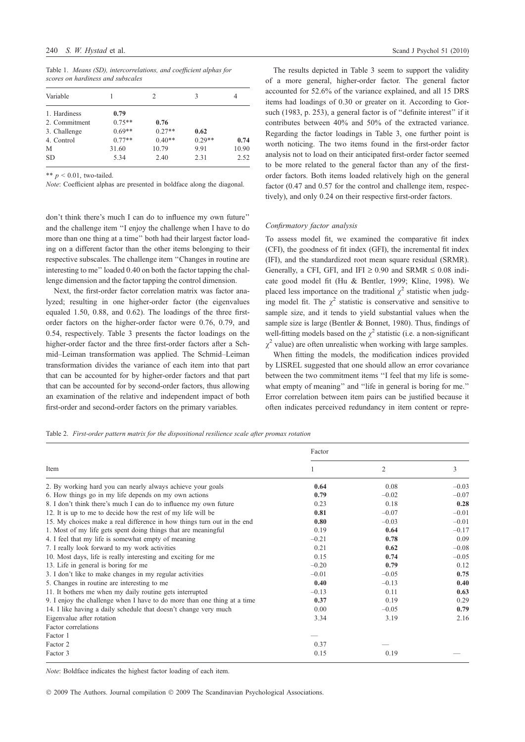Table 1. *Means (SD), intercorrelations, and coefficient alphas for scores on hardiness and subscales*

| Variable | 1 | 2 | 3 | 4 |
|---|---|---|---|---|
| 1. Hardiness | **0.79** | | | |
| 2. Commitment | 0.75** | **0.76** | | |
| 3. Challenge | 0.69** | 0.27** | **0.62** | |
| 4. Control | 0.77** | 0.40** | 0.29** | **0.74** |
| M | 31.60 | 10.79 | 9.91 | 10.90 |
| SD | 5.34 | 2.40 | 2.31 | 2.52 |

** $p < 0.01$, two-tailed.

*Note*: Coefficient alphas are presented in boldface along the diagonal.

don't think there's much I can do to influence my own future'' and the challenge item ''I enjoy the challenge when I have to do more than one thing at a time'' both had their largest factor loading on a different factor than the other items belonging to their respective subscales. The challenge item ''Changes in routine are interesting to me'' loaded 0.40 on both the factor tapping the challenge dimension and the factor tapping the control dimension.

Next, the first-order factor correlation matrix was factor analyzed; resulting in one higher-order factor (the eigenvalues equaled 1.50, 0.88, and 0.62). The loadings of the three first-order factors on the higher-order factor were 0.76, 0.79, and 0.54, respectively. Table 3 presents the factor loadings on the higher-order factor and the three first-order factors after a Schmid–Leiman transformation was applied. The Schmid–Leiman transformation divides the variance of each item into that part that can be accounted for by higher-order factors and that part that can be accounted for by second-order factors, thus allowing an examination of the relative and independent impact of both first-order and second-order factors on the primary variables.

The results depicted in Table 3 seem to support the validity of a more general, higher-order factor. The general factor accounted for 52.6% of the variance explained, and all 15 DRS items had loadings of 0.30 or greater on it. According to Gorsuch (1983, p. 253), a general factor is of ''definite interest'' if it contributes between 40% and 50% of the extracted variance. Regarding the factor loadings in Table 3, one further point is worth noticing. The two items found in the first-order factor analysis not to load on their anticipated first-order factor seemed to be more related to the general factor than any of the first-order factors. Both items loaded relatively high on the general factor (0.47 and 0.57 for the control and challenge item, respectively), and only 0.24 on their respective first-order factors.

### *Confirmatory factor analysis*

To assess model fit, we examined the comparative fit index (CFI), the goodness of fit index (GFI), the incremental fit index (IFI), and the standardized root mean square residual (SRMR). Generally, a CFI, GFI, and IFI $\geq 0.90$ and SRMR $\leq 0.08$ indicate good model fit (Hu & Bentler, 1999; Kline, 1998). We placed less importance on the traditional $\chi^2$ statistic when judging model fit. The $\chi^2$ statistic is conservative and sensitive to sample size, and it tends to yield substantial values when the sample size is large (Bentler & Bonnet, 1980). Thus, findings of well-fitting models based on the $\chi^2$ statistic (i.e. a non-significant $\chi^2$ value) are often unrealistic when working with large samples.

When fitting the models, the modification indices provided by LISREL suggested that one should allow an error covariance between the two commitment items ''I feel that my life is somewhat empty of meaning'' and ''life in general is boring for me.'' Error correlation between item pairs can be justified because it often indicates perceived redundancy in item content or repre-

Table 2. *First-order pattern matrix for the dispositional resilience scale after promax rotation*

| Item | Factor | | |
|---|---|---|---|
| | 1 | 2 | 3 |
| 2. By working hard you can nearly always achieve your goals | **0.64** | 0.08 | −0.03 |
| 6. How things go in my life depends on my own actions | **0.79** | −0.02 | −0.07 |
| 8. I don't think there's much I can do to influence my own future | 0.23 | 0.18 | **0.28** |
| 12. It is up to me to decide how the rest of my life will be | **0.81** | −0.07 | −0.01 |
| 15. My choices make a real difference in how things turn out in the end | **0.80** | −0.03 | −0.01 |
| 1. Most of my life gets spent doing things that are meaningful | 0.19 | **0.64** | −0.17 |
| 4. I feel that my life is somewhat empty of meaning | −0.21 | **0.78** | 0.09 |
| 7. I really look forward to my work activities | 0.21 | **0.62** | −0.08 |
| 10. Most days, life is really interesting and exciting for me | 0.15 | **0.74** | −0.05 |
| 13. Life in general is boring for me | −0.20 | **0.79** | 0.12 |
| 3. I don't like to make changes in my regular activities | −0.01 | −0.05 | **0.75** |
| 5. Changes in routine are interesting to me | **0.40** | −0.13 | **0.40** |
| 11. It bothers me when my daily routine gets interrupted | −0.13 | 0.11 | **0.63** |
| 9. I enjoy the challenge when I have to do more than one thing at a time | **0.37** | 0.19 | 0.29 |
| 14. I like having a daily schedule that doesn't change very much | 0.00 | −0.05 | **0.79** |
| Eigenvalue after rotation | 3.34 | 3.19 | 2.16 |
| Factor correlations | | | |
| Factor 1 | — | | |
| Factor 2 | 0.37 | — | |
| Factor 3 | 0.15 | 0.19 | — |

*Note*: Boldface indicates the highest factor loading of each item.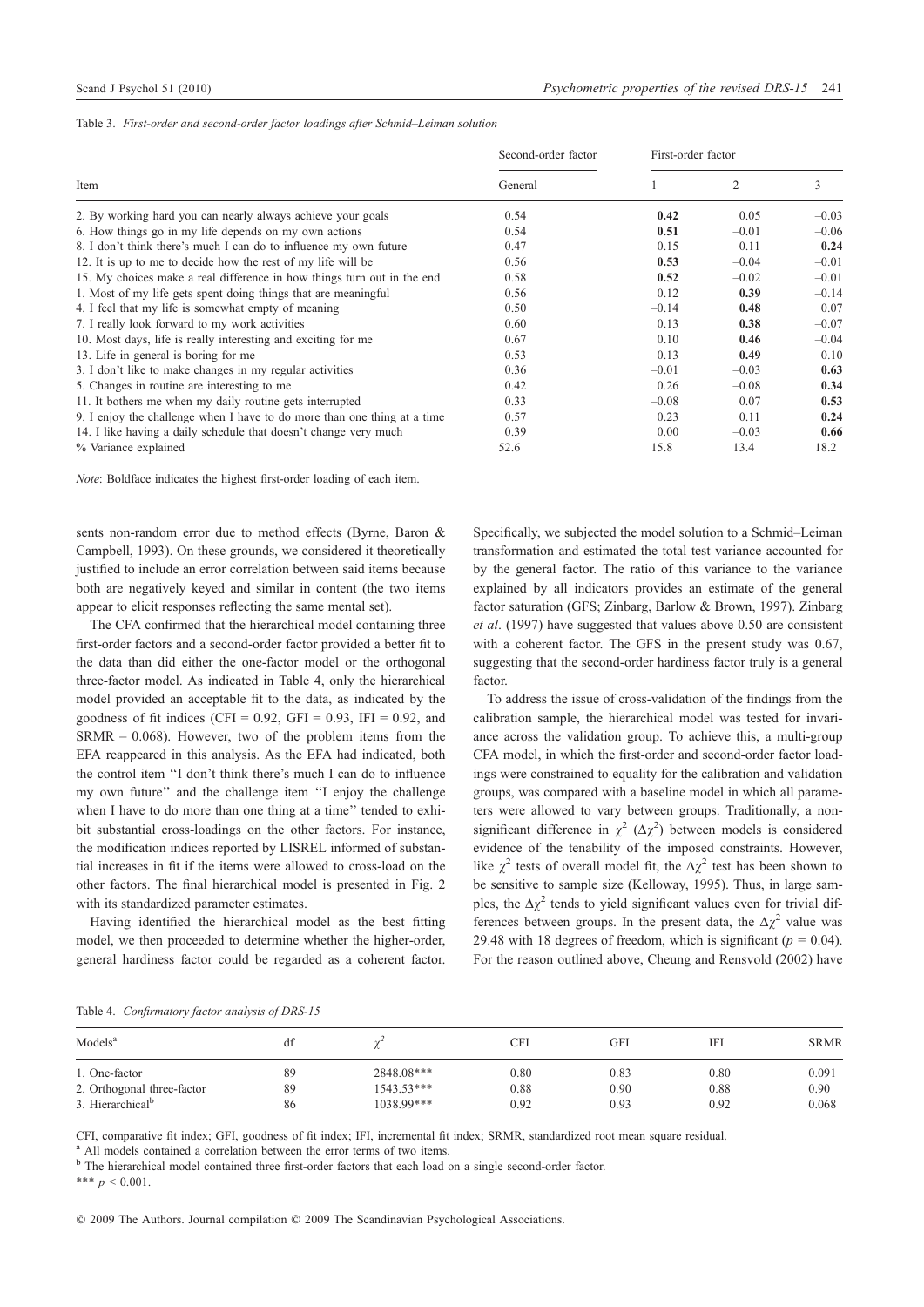Table 3. *First-order and second-order factor loadings after Schmid–Leiman solution*

| Item | Second-order factor | First-order factor | | |
|---|---|---|---|---|
| | General | 1 | 2 | 3 |
| 2. By working hard you can nearly always achieve your goals | 0.54 | **0.42** | 0.05 | −0.03 |
| 6. How things go in my life depends on my own actions | 0.54 | **0.51** | −0.01 | −0.06 |
| 8. I don't think there's much I can do to influence my own future | 0.47 | 0.15 | 0.11 | **0.24** |
| 12. It is up to me to decide how the rest of my life will be | 0.56 | **0.53** | −0.04 | −0.01 |
| 15. My choices make a real difference in how things turn out in the end | 0.58 | **0.52** | −0.02 | −0.01 |
| 1. Most of my life gets spent doing things that are meaningful | 0.56 | 0.12 | **0.39** | −0.14 |
| 4. I feel that my life is somewhat empty of meaning | 0.50 | −0.14 | **0.48** | 0.07 |
| 7. I really look forward to my work activities | 0.60 | 0.13 | **0.38** | −0.07 |
| 10. Most days, life is really interesting and exciting for me | 0.67 | 0.10 | **0.46** | −0.04 |
| 13. Life in general is boring for me | 0.53 | −0.13 | **0.49** | 0.10 |
| 3. I don't like to make changes in my regular activities | 0.36 | −0.01 | −0.03 | **0.63** |
| 5. Changes in routine are interesting to me | 0.42 | 0.26 | −0.08 | **0.34** |
| 11. It bothers me when my daily routine gets interrupted | 0.33 | −0.08 | 0.07 | **0.53** |
| 9. I enjoy the challenge when I have to do more than one thing at a time | 0.57 | 0.23 | 0.11 | **0.24** |
| 14. I like having a daily schedule that doesn't change very much | 0.39 | 0.00 | −0.03 | **0.66** |
| % Variance explained | 52.6 | 15.8 | 13.4 | 18.2 |

*Note*: Boldface indicates the highest first-order loading of each item.

sents non-random error due to method effects (Byrne, Baron & Campbell, 1993). On these grounds, we considered it theoretically justified to include an error correlation between said items because both are negatively keyed and similar in content (the two items appear to elicit responses reflecting the same mental set).

The CFA confirmed that the hierarchical model containing three first-order factors and a second-order factor provided a better fit to the data than did either the one-factor model or the orthogonal three-factor model. As indicated in Table 4, only the hierarchical model provided an acceptable fit to the data, as indicated by the goodness of fit indices (CFI = 0.92, GFI = 0.93, IFI = 0.92, and SRMR = 0.068). However, two of the problem items from the EFA reappeared in this analysis. As the EFA had indicated, both the control item "I don't think there's much I can do to influence my own future" and the challenge item "I enjoy the challenge when I have to do more than one thing at a time" tended to exhibit substantial cross-loadings on the other factors. For instance, the modification indices reported by LISREL informed of substantial increases in fit if the items were allowed to cross-load on the other factors. The final hierarchical model is presented in Fig. 2 with its standardized parameter estimates.

Having identified the hierarchical model as the best fitting model, we then proceeded to determine whether the higher-order, general hardiness factor could be regarded as a coherent factor. Specifically, we subjected the model solution to a Schmid–Leiman transformation and estimated the total test variance accounted for by the general factor. The ratio of this variance to the variance explained by all indicators provides an estimate of the general factor saturation (GFS; Zinbarg, Barlow & Brown, 1997). Zinbarg *et al*. (1997) have suggested that values above 0.50 are consistent with a coherent factor. The GFS in the present study was 0.67, suggesting that the second-order hardiness factor truly is a general factor.

To address the issue of cross-validation of the findings from the calibration sample, the hierarchical model was tested for invariance across the validation group. To achieve this, a multi-group CFA model, in which the first-order and second-order factor loadings were constrained to equality for the calibration and validation groups, was compared with a baseline model in which all parameters were allowed to vary between groups. Traditionally, a non-significant difference in $\chi^2$ ($\Delta\chi^2$) between models is considered evidence of the tenability of the imposed constraints. However, like $\chi^2$ tests of overall model fit, the $\Delta\chi^2$ test has been shown to be sensitive to sample size (Kelloway, 1995). Thus, in large samples, the $\Delta\chi^2$ tends to yield significant values even for trivial differences between groups. In the present data, the $\Delta\chi^2$ value was 29.48 with 18 degrees of freedom, which is significant ($p = 0.04$). For the reason outlined above, Cheung and Rensvold (2002) have

Table 4. *Confirmatory factor analysis of DRS-15*

| Models[a] | df | $\chi^2$ | CFI | GFI | IFI | SRMR |
|---|---|---|---|---|---|---|
| 1. One-factor | 89 | 2848.08*** | 0.80 | 0.83 | 0.80 | 0.091 |
| 2. Orthogonal three-factor | 89 | 1543.53*** | 0.88 | 0.90 | 0.88 | 0.90 |
| 3. Hierarchical[b] | 86 | 1038.99*** | 0.92 | 0.93 | 0.92 | 0.068 |

CFI, comparative fit index; GFI, goodness of fit index; IFI, incremental fit index; SRMR, standardized root mean square residual.

[a] All models contained a correlation between the error terms of two items.

[b] The hierarchical model contained three first-order factors that each load on a single second-order factor.

*** $p < 0.001$.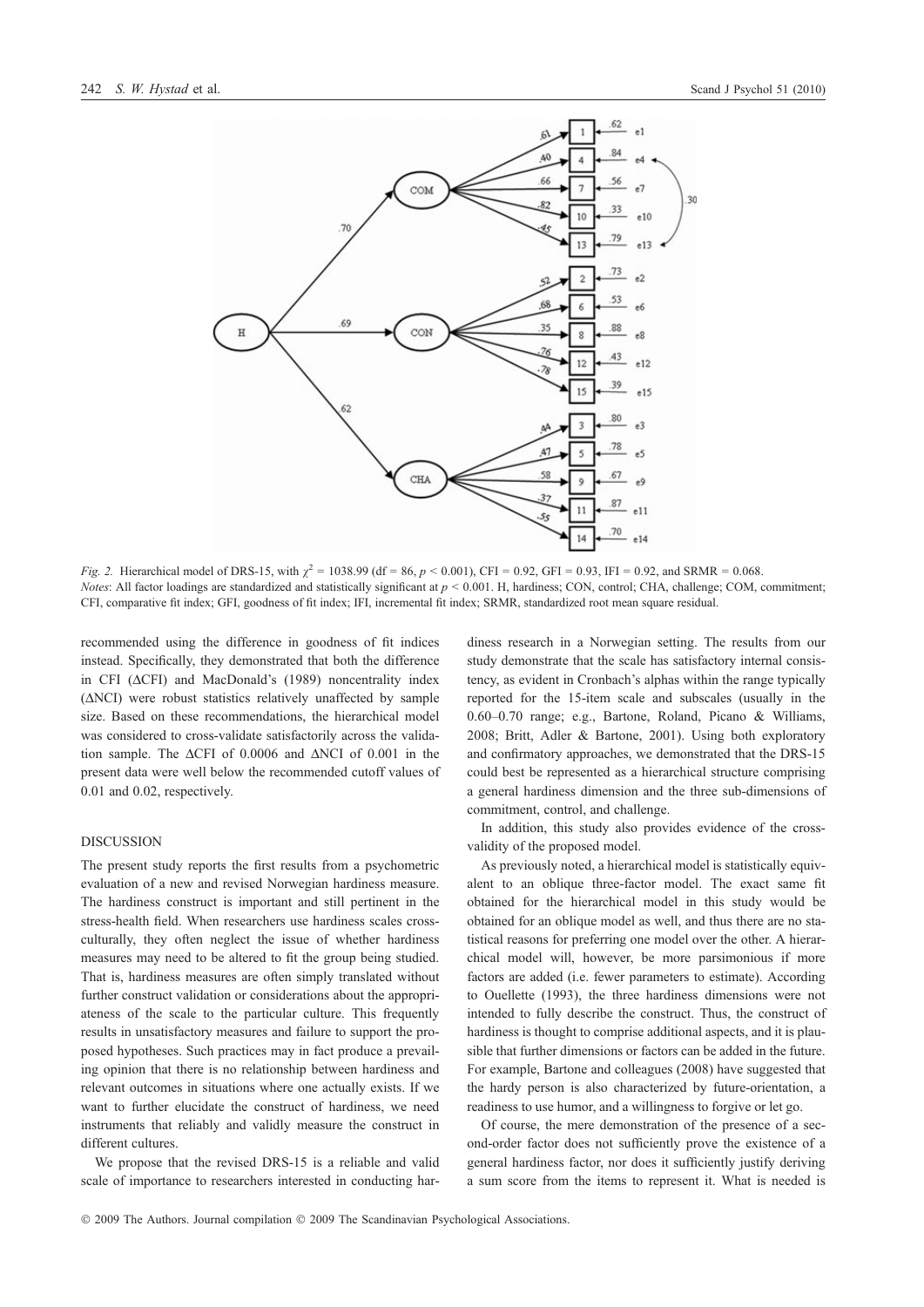*Fig. 2.* Hierarchical model of DRS-15, with $\chi^2 = 1038.99$ (df = 86, $p < 0.001$), CFI = 0.92, GFI = 0.93, IFI = 0.92, and SRMR = 0.068.
*Notes*: All factor loadings are standardized and statistically significant at $p < 0.001$. H, hardiness; CON, control; CHA, challenge; COM, commitment; CFI, comparative fit index; GFI, goodness of fit index; IFI, incremental fit index; SRMR, standardized root mean square residual.

recommended using the difference in goodness of fit indices instead. Specifically, they demonstrated that both the difference in CFI (ΔCFI) and MacDonald's (1989) noncentrality index (ΔNCI) were robust statistics relatively unaffected by sample size. Based on these recommendations, the hierarchical model was considered to cross-validate satisfactorily across the validation sample. The ΔCFI of 0.0006 and ΔNCI of 0.001 in the present data were well below the recommended cutoff values of 0.01 and 0.02, respectively.

## DISCUSSION

The present study reports the first results from a psychometric evaluation of a new and revised Norwegian hardiness measure. The hardiness construct is important and still pertinent in the stress-health field. When researchers use hardiness scales cross-culturally, they often neglect the issue of whether hardiness measures may need to be altered to fit the group being studied. That is, hardiness measures are often simply translated without further construct validation or considerations about the appropriateness of the scale to the particular culture. This frequently results in unsatisfactory measures and failure to support the proposed hypotheses. Such practices may in fact produce a prevailing opinion that there is no relationship between hardiness and relevant outcomes in situations where one actually exists. If we want to further elucidate the construct of hardiness, we need instruments that reliably and validly measure the construct in different cultures.

We propose that the revised DRS-15 is a reliable and valid scale of importance to researchers interested in conducting hardiness research in a Norwegian setting. The results from our study demonstrate that the scale has satisfactory internal consistency, as evident in Cronbach's alphas within the range typically reported for the 15-item scale and subscales (usually in the 0.60–0.70 range; e.g., Bartone, Roland, Picano & Williams, 2008; Britt, Adler & Bartone, 2001). Using both exploratory and confirmatory approaches, we demonstrated that the DRS-15 could best be represented as a hierarchical structure comprising a general hardiness dimension and the three sub-dimensions of commitment, control, and challenge.

In addition, this study also provides evidence of the cross-validity of the proposed model.

As previously noted, a hierarchical model is statistically equivalent to an oblique three-factor model. The exact same fit obtained for the hierarchical model in this study would be obtained for an oblique model as well, and thus there are no statistical reasons for preferring one model over the other. A hierarchical model will, however, be more parsimonious if more factors are added (i.e. fewer parameters to estimate). According to Ouellette (1993), the three hardiness dimensions were not intended to fully describe the construct. Thus, the construct of hardiness is thought to comprise additional aspects, and it is plausible that further dimensions or factors can be added in the future. For example, Bartone and colleagues (2008) have suggested that the hardy person is also characterized by future-orientation, a readiness to use humor, and a willingness to forgive or let go.

Of course, the mere demonstration of the presence of a second-order factor does not sufficiently prove the existence of a general hardiness factor, nor does it sufficiently justify deriving a sum score from the items to represent it. What is needed is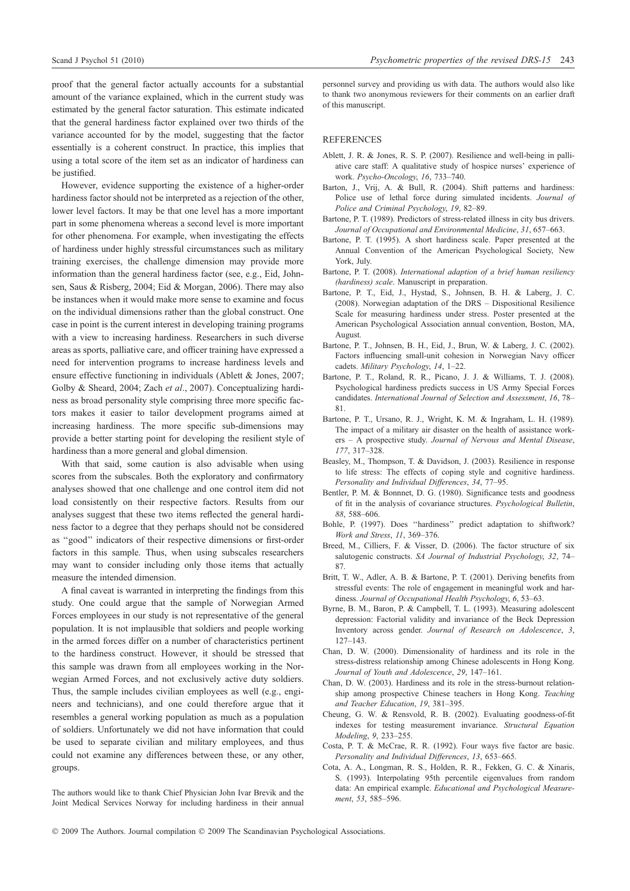proof that the general factor actually accounts for a substantial amount of the variance explained, which in the current study was estimated by the general factor saturation. This estimate indicated that the general hardiness factor explained over two thirds of the variance accounted for by the model, suggesting that the factor essentially is a coherent construct. In practice, this implies that using a total score of the item set as an indicator of hardiness can be justified.

However, evidence supporting the existence of a higher-order hardiness factor should not be interpreted as a rejection of the other, lower level factors. It may be that one level has a more important part in some phenomena whereas a second level is more important for other phenomena. For example, when investigating the effects of hardiness under highly stressful circumstances such as military training exercises, the challenge dimension may provide more information than the general hardiness factor (see, e.g., Eid, Johnsen, Saus & Risberg, 2004; Eid & Morgan, 2006). There may also be instances when it would make more sense to examine and focus on the individual dimensions rather than the global construct. One case in point is the current interest in developing training programs with a view to increasing hardiness. Researchers in such diverse areas as sports, palliative care, and officer training have expressed a need for intervention programs to increase hardiness levels and ensure effective functioning in individuals (Ablett & Jones, 2007; Golby & Sheard, 2004; Zach *et al*., 2007). Conceptualizing hardiness as broad personality style comprising three more specific factors makes it easier to tailor development programs aimed at increasing hardiness. The more specific sub-dimensions may provide a better starting point for developing the resilient style of hardiness than a more general and global dimension.

With that said, some caution is also advisable when using scores from the subscales. Both the exploratory and confirmatory analyses showed that one challenge and one control item did not load consistently on their respective factors. Results from our analyses suggest that these two items reflected the general hardiness factor to a degree that they perhaps should not be considered as "good" indicators of their respective dimensions or first-order factors in this sample. Thus, when using subscales researchers may want to consider including only those items that actually measure the intended dimension.

A final caveat is warranted in interpreting the findings from this study. One could argue that the sample of Norwegian Armed Forces employees in our study is not representative of the general population. It is not implausible that soldiers and people working in the armed forces differ on a number of characteristics pertinent to the hardiness construct. However, it should be stressed that this sample was drawn from all employees working in the Norwegian Armed Forces, and not exclusively active duty soldiers. Thus, the sample includes civilian employees as well (e.g., engineers and technicians), and one could therefore argue that it resembles a general working population as much as a population of soldiers. Unfortunately we did not have information that could be used to separate civilian and military employees, and thus could not examine any differences between these, or any other, groups.

The authors would like to thank Chief Physician John Ivar Brevik and the Joint Medical Services Norway for including hardiness in their annual personnel survey and providing us with data. The authors would also like to thank two anonymous reviewers for their comments on an earlier draft of this manuscript.

## REFERENCES

Ablett, J. R. & Jones, R. S. P. (2007). Resilience and well-being in palliative care staff: A qualitative study of hospice nurses' experience of work. *Psycho-Oncology*, *16*, 733–740.

Barton, J., Vrij, A. & Bull, R. (2004). Shift patterns and hardiness: Police use of lethal force during simulated incidents. *Journal of Police and Criminal Psychology*, *19*, 82–89.

Bartone, P. T. (1989). Predictors of stress-related illness in city bus drivers. *Journal of Occupational and Environmental Medicine*, *31*, 657–663.

Bartone, P. T. (1995). A short hardiness scale. Paper presented at the Annual Convention of the American Psychological Society, New York, July.

Bartone, P. T. (2008). *International adaption of a brief human resiliency (hardiness) scale*. Manuscript in preparation.

Bartone, P. T., Eid, J., Hystad, S., Johnsen, B. H. & Laberg, J. C. (2008). Norwegian adaptation of the DRS – Dispositional Resilience Scale for measuring hardiness under stress. Poster presented at the American Psychological Association annual convention, Boston, MA, August.

Bartone, P. T., Johnsen, B. H., Eid, J., Brun, W. & Laberg, J. C. (2002). Factors influencing small-unit cohesion in Norwegian Navy officer cadets. *Military Psychology*, *14*, 1–22.

Bartone, P. T., Roland, R. R., Picano, J. J. & Williams, T. J. (2008). Psychological hardiness predicts success in US Army Special Forces candidates. *International Journal of Selection and Assessment*, *16*, 78–81.

Bartone, P. T., Ursano, R. J., Wright, K. M. & Ingraham, L. H. (1989). The impact of a military air disaster on the health of assistance workers – A prospective study. *Journal of Nervous and Mental Disease*, *177*, 317–328.

Beasley, M., Thompson, T. & Davidson, J. (2003). Resilience in response to life stress: The effects of coping style and cognitive hardiness. *Personality and Individual Differences*, *34*, 77–95.

Bentler, P. M. & Bonnnet, D. G. (1980). Significance tests and goodness of fit in the analysis of covariance structures. *Psychological Bulletin*, *88*, 588–606.

Bohle, P. (1997). Does "hardiness" predict adaptation to shiftwork? *Work and Stress*, *11*, 369–376.

Breed, M., Cilliers, F. & Visser, D. (2006). The factor structure of six salutogenic constructs. *SA Journal of Industrial Psychology*, *32*, 74–87.

Britt, T. W., Adler, A. B. & Bartone, P. T. (2001). Deriving benefits from stressful events: The role of engagement in meaningful work and hardiness. *Journal of Occupational Health Psychology*, *6*, 53–63.

Byrne, B. M., Baron, P. & Campbell, T. L. (1993). Measuring adolescent depression: Factorial validity and invariance of the Beck Depression Inventory across gender. *Journal of Research on Adolescence*, *3*, 127–143.

Chan, D. W. (2000). Dimensionality of hardiness and its role in the stress-distress relationship among Chinese adolescents in Hong Kong. *Journal of Youth and Adolescence*, *29*, 147–161.

Chan, D. W. (2003). Hardiness and its role in the stress-burnout relationship among prospective Chinese teachers in Hong Kong. *Teaching and Teacher Education*, *19*, 381–395.

Cheung, G. W. & Rensvold, R. B. (2002). Evaluating goodness-of-fit indexes for testing measurement invariance. *Structural Equation Modeling*, *9*, 233–255.

Costa, P. T. & McCrae, R. R. (1992). Four ways five factor are basic. *Personality and Individual Differences*, *13*, 653–665.

Cota, A. A., Longman, R. S., Holden, R. R., Fekken, G. C. & Xinaris, S. (1993). Interpolating 95th percentile eigenvalues from random data: An empirical example. *Educational and Psychological Measurement*, *53*, 585–596.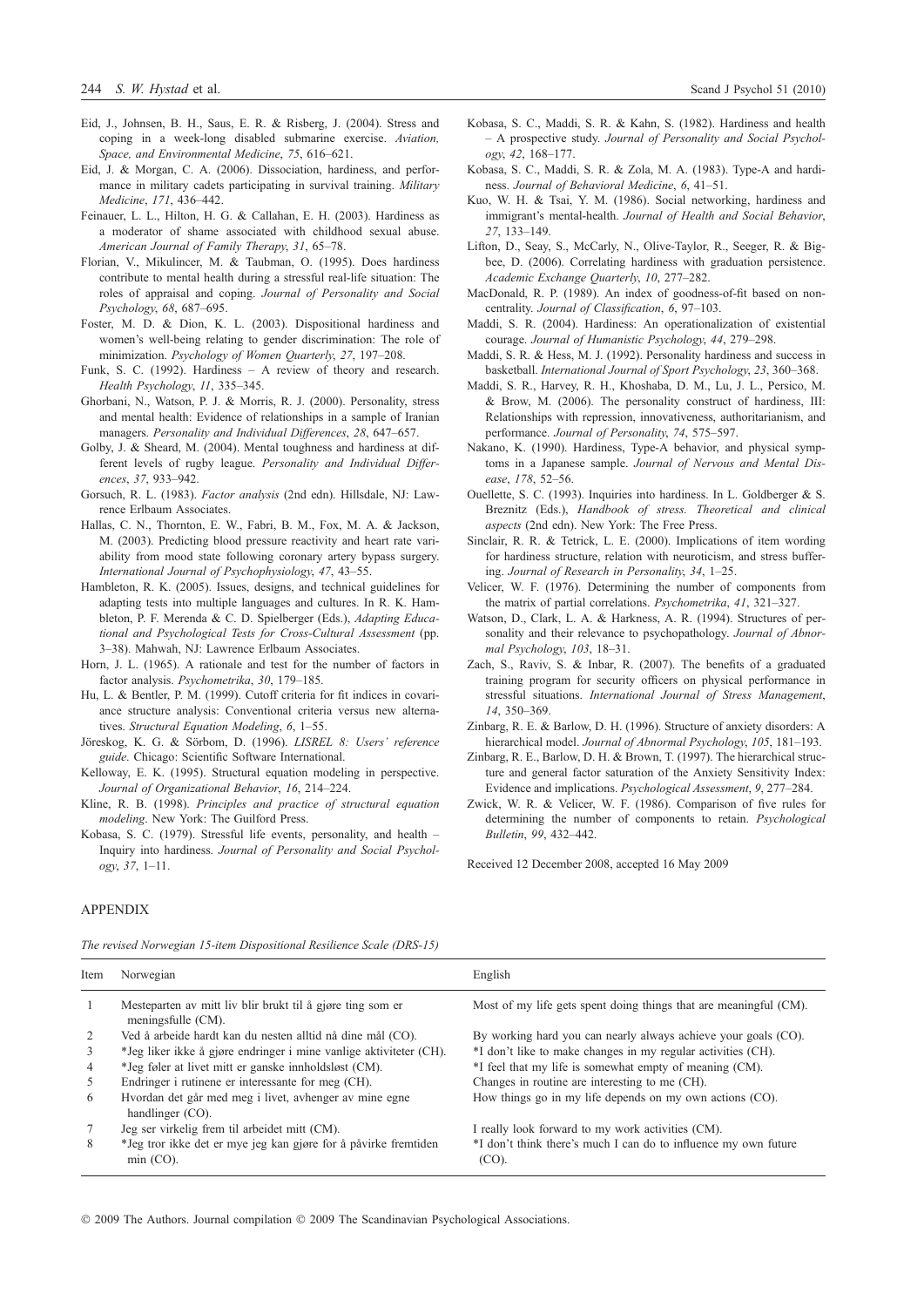Eid, J., Johnsen, B. H., Saus, E. R. & Risberg, J. (2004). Stress and coping in a week-long disabled submarine exercise. *Aviation, Space, and Environmental Medicine*, *75*, 616–621.

Eid, J. & Morgan, C. A. (2006). Dissociation, hardiness, and performance in military cadets participating in survival training. *Military Medicine*, *171*, 436–442.

Feinauer, L. L., Hilton, H. G. & Callahan, E. H. (2003). Hardiness as a moderator of shame associated with childhood sexual abuse. *American Journal of Family Therapy*, *31*, 65–78.

Florian, V., Mikulincer, M. & Taubman, O. (1995). Does hardiness contribute to mental health during a stressful real-life situation: The roles of appraisal and coping. *Journal of Personality and Social Psychology*, *68*, 687–695.

Foster, M. D. & Dion, K. L. (2003). Dispositional hardiness and women's well-being relating to gender discrimination: The role of minimization. *Psychology of Women Quarterly*, *27*, 197–208.

Funk, S. C. (1992). Hardiness – A review of theory and research. *Health Psychology*, *11*, 335–345.

Ghorbani, N., Watson, P. J. & Morris, R. J. (2000). Personality, stress and mental health: Evidence of relationships in a sample of Iranian managers. *Personality and Individual Differences*, *28*, 647–657.

Golby, J. & Sheard, M. (2004). Mental toughness and hardiness at different levels of rugby league. *Personality and Individual Differences*, *37*, 933–942.

Gorsuch, R. L. (1983). *Factor analysis* (2nd edn). Hillsdale, NJ: Lawrence Erlbaum Associates.

Hallas, C. N., Thornton, E. W., Fabri, B. M., Fox, M. A. & Jackson, M. (2003). Predicting blood pressure reactivity and heart rate variability from mood state following coronary artery bypass surgery. *International Journal of Psychophysiology*, *47*, 43–55.

Hambleton, R. K. (2005). Issues, designs, and technical guidelines for adapting tests into multiple languages and cultures. In R. K. Hambleton, P. F. Merenda & C. D. Spielberger (Eds.), *Adapting Educational and Psychological Tests for Cross-Cultural Assessment* (pp. 3–38). Mahwah, NJ: Lawrence Erlbaum Associates.

Horn, J. L. (1965). A rationale and test for the number of factors in factor analysis. *Psychometrika*, *30*, 179–185.

Hu, L. & Bentler, P. M. (1999). Cutoff criteria for fit indices in covariance structure analysis: Conventional criteria versus new alternatives. *Structural Equation Modeling*, *6*, 1–55.

Jöreskog, K. G. & Sörbom, D. (1996). *LISREL 8: Users' reference guide*. Chicago: Scientific Software International.

Kelloway, E. K. (1995). Structural equation modeling in perspective. *Journal of Organizational Behavior*, *16*, 214–224.

Kline, R. B. (1998). *Principles and practice of structural equation modeling*. New York: The Guilford Press.

Kobasa, S. C. (1979). Stressful life events, personality, and health – Inquiry into hardiness. *Journal of Personality and Social Psychology*, *37*, 1–11.

Kobasa, S. C., Maddi, S. R. & Kahn, S. (1982). Hardiness and health – A prospective study. *Journal of Personality and Social Psychology*, *42*, 168–177.

Kobasa, S. C., Maddi, S. R. & Zola, M. A. (1983). Type-A and hardiness. *Journal of Behavioral Medicine*, *6*, 41–51.

Kuo, W. H. & Tsai, Y. M. (1986). Social networking, hardiness and immigrant's mental-health. *Journal of Health and Social Behavior*, *27*, 133–149.

Lifton, D., Seay, S., McCarly, N., Olive-Taylor, R., Seeger, R. & Bigbee, D. (2006). Correlating hardiness with graduation persistence. *Academic Exchange Quarterly*, *10*, 277–282.

MacDonald, R. P. (1989). An index of goodness-of-fit based on noncentrality. *Journal of Classification*, *6*, 97–103.

Maddi, S. R. (2004). Hardiness: An operationalization of existential courage. *Journal of Humanistic Psychology*, *44*, 279–298.

Maddi, S. R. & Hess, M. J. (1992). Personality hardiness and success in basketball. *International Journal of Sport Psychology*, *23*, 360–368.

Maddi, S. R., Harvey, R. H., Khoshaba, D. M., Lu, J. L., Persico, M. & Brow, M. (2006). The personality construct of hardiness, III: Relationships with repression, innovativeness, authoritarianism, and performance. *Journal of Personality*, *74*, 575–597.

Nakano, K. (1990). Hardiness, Type-A behavior, and physical symptoms in a Japanese sample. *Journal of Nervous and Mental Disease*, *178*, 52–56.

Ouellette, S. C. (1993). Inquiries into hardiness. In L. Goldberger & S. Breznitz (Eds.), *Handbook of stress. Theoretical and clinical aspects* (2nd edn). New York: The Free Press.

Sinclair, R. R. & Tetrick, L. E. (2000). Implications of item wording for hardiness structure, relation with neuroticism, and stress buffering. *Journal of Research in Personality*, *34*, 1–25.

Velicer, W. F. (1976). Determining the number of components from the matrix of partial correlations. *Psychometrika*, *41*, 321–327.

Watson, D., Clark, L. A. & Harkness, A. R. (1994). Structures of personality and their relevance to psychopathology. *Journal of Abnormal Psychology*, *103*, 18–31.

Zach, S., Raviv, S. & Inbar, R. (2007). The benefits of a graduated training program for security officers on physical performance in stressful situations. *International Journal of Stress Management*, *14*, 350–369.

Zinbarg, R. E. & Barlow, D. H. (1996). Structure of anxiety disorders: A hierarchical model. *Journal of Abnormal Psychology*, *105*, 181–193.

Zinbarg, R. E., Barlow, D. H. & Brown, T. (1997). The hierarchical structure and general factor saturation of the Anxiety Sensitivity Index: Evidence and implications. *Psychological Assessment*, *9*, 277–284.

Zwick, W. R. & Velicer, W. F. (1986). Comparison of five rules for determining the number of components to retain. *Psychological Bulletin*, *99*, 432–442.

Received 12 December 2008, accepted 16 May 2009

## APPENDIX

*The revised Norwegian 15-item Dispositional Resilience Scale (DRS-15)*

| Item | Norwegian | English |
|---|---|---|
| 1 | Mesteparten av mitt liv blir brukt til å gjøre ting som er meningsfulle (CM). | Most of my life gets spent doing things that are meaningful (CM). |
| 2 | Ved å arbeide hardt kan du nesten alltid nå dine mål (CO). | By working hard you can nearly always achieve your goals (CO). |
| 3 | *Jeg liker ikke å gjøre endringer i mine vanlige aktiviteter (CH). | *I don't like to make changes in my regular activities (CH). |
| 4 | *Jeg føler at livet mitt er ganske innholdsløst (CM). | *I feel that my life is somewhat empty of meaning (CM). |
| 5 | Endringer i rutinene er interessante for meg (CH). | Changes in routine are interesting to me (CH). |
| 6 | Hvordan det går med meg i livet, avhenger av mine egne handlinger (CO). | How things go in my life depends on my own actions (CO). |
| 7 | Jeg ser virkelig frem til arbeidet mitt (CM). | I really look forward to my work activities (CM). |
| 8 | *Jeg tror ikke det er mye jeg kan gjøre for å påvirke fremtiden min (CO). | *I don't think there's much I can do to influence my own future (CO). |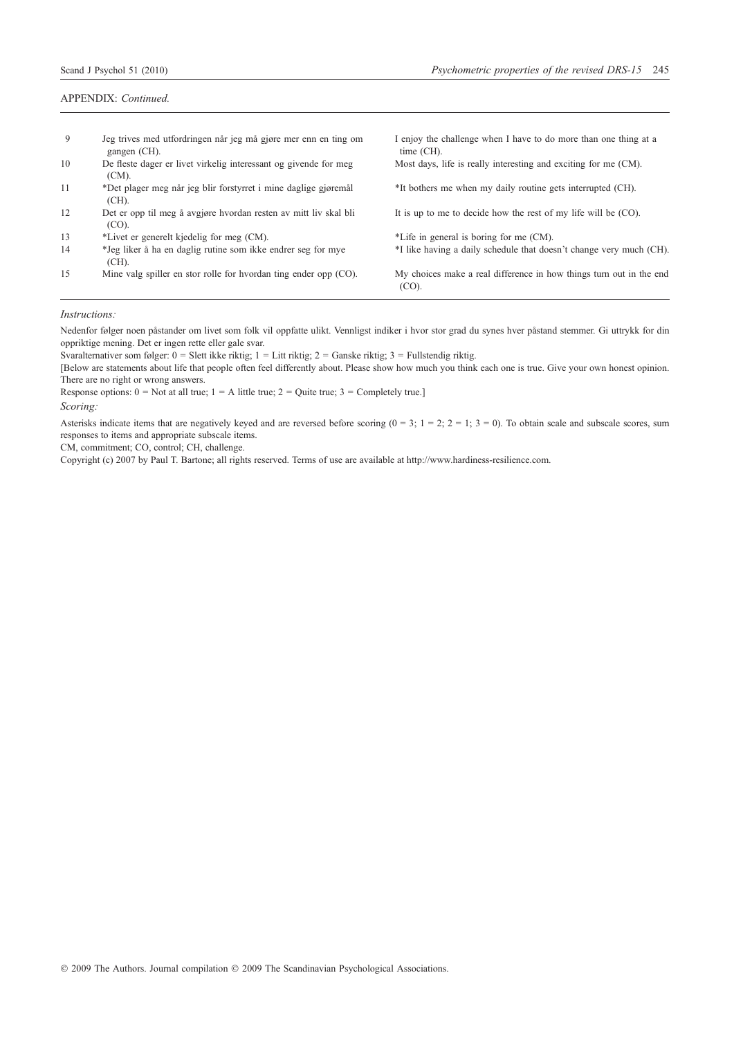APPENDIX: *Continued.*

| | | |
|---|---|---|
| 9 | Jeg trives med utfordringen når jeg må gjøre mer enn en ting om gangen (CH). | I enjoy the challenge when I have to do more than one thing at a time (CH). |
| 10 | De fleste dager er livet virkelig interessant og givende for meg (CM). | Most days, life is really interesting and exciting for me (CM). |
| 11 | *Det plager meg når jeg blir forstyrret i mine daglige gjøremål (CH). | *It bothers me when my daily routine gets interrupted (CH). |
| 12 | Det er opp til meg å avgjøre hvordan resten av mitt liv skal bli (CO). | It is up to me to decide how the rest of my life will be (CO). |
| 13 | *Livet er generelt kjedelig for meg (CM). | *Life in general is boring for me (CM). |
| 14 | *Jeg liker å ha en daglig rutine som ikke endrer seg for mye (CH). | *I like having a daily schedule that doesn't change very much (CH). |
| 15 | Mine valg spiller en stor rolle for hvordan ting ender opp (CO). | My choices make a real difference in how things turn out in the end (CO). |

*Instructions:*

Nedenfor følger noen påstander om livet som folk vil oppfatte ulikt. Vennligst indiker i hvor stor grad du synes hver påstand stemmer. Gi uttrykk for din oppriktige mening. Det er ingen rette eller gale svar.

Svaralternativer som følger: 0 = Slett ikke riktig; 1 = Litt riktig; 2 = Ganske riktig; 3 = Fullstendig riktig.

[Below are statements about life that people often feel differently about. Please show how much you think each one is true. Give your own honest opinion. There are no right or wrong answers.

Response options: 0 = Not at all true; 1 = A little true; 2 = Quite true; 3 = Completely true.]

*Scoring:*

Asterisks indicate items that are negatively keyed and are reversed before scoring (0 = 3; 1 = 2; 2 = 1; 3 = 0). To obtain scale and subscale scores, sum responses to items and appropriate subscale items.

CM, commitment; CO, control; CH, challenge.

Copyright (c) 2007 by Paul T. Bartone; all rights reserved. Terms of use are available at http://www.hardiness-resilience.com.

© 2009 The Authors. Journal compilation © 2009 The Scandinavian Psychological Associations.